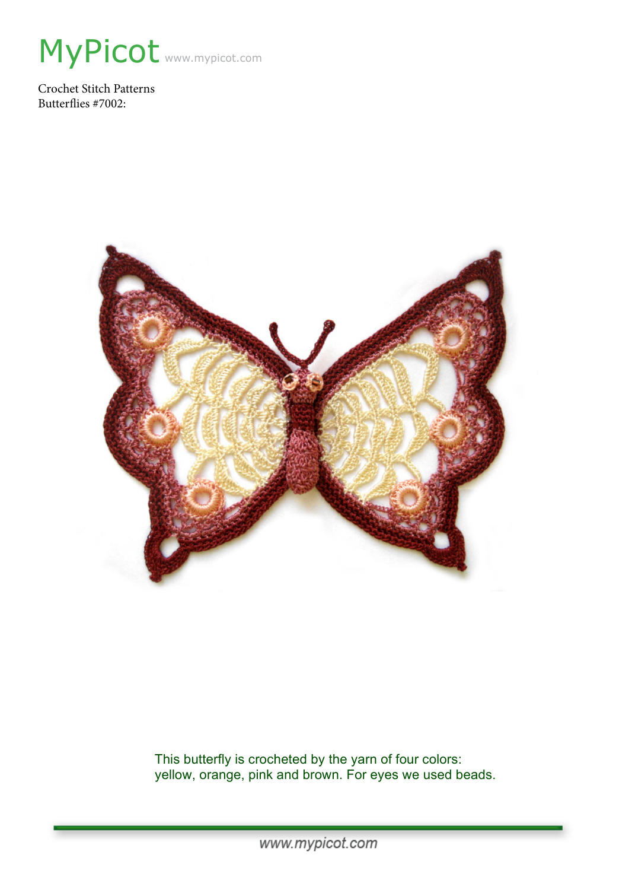# MyPicot www.mypicot.com

Crochet Stitch Patterns
Butterflies #7002:

This butterfly is crocheted by the yarn of four colors: yellow, orange, pink and brown. For eyes we used beads.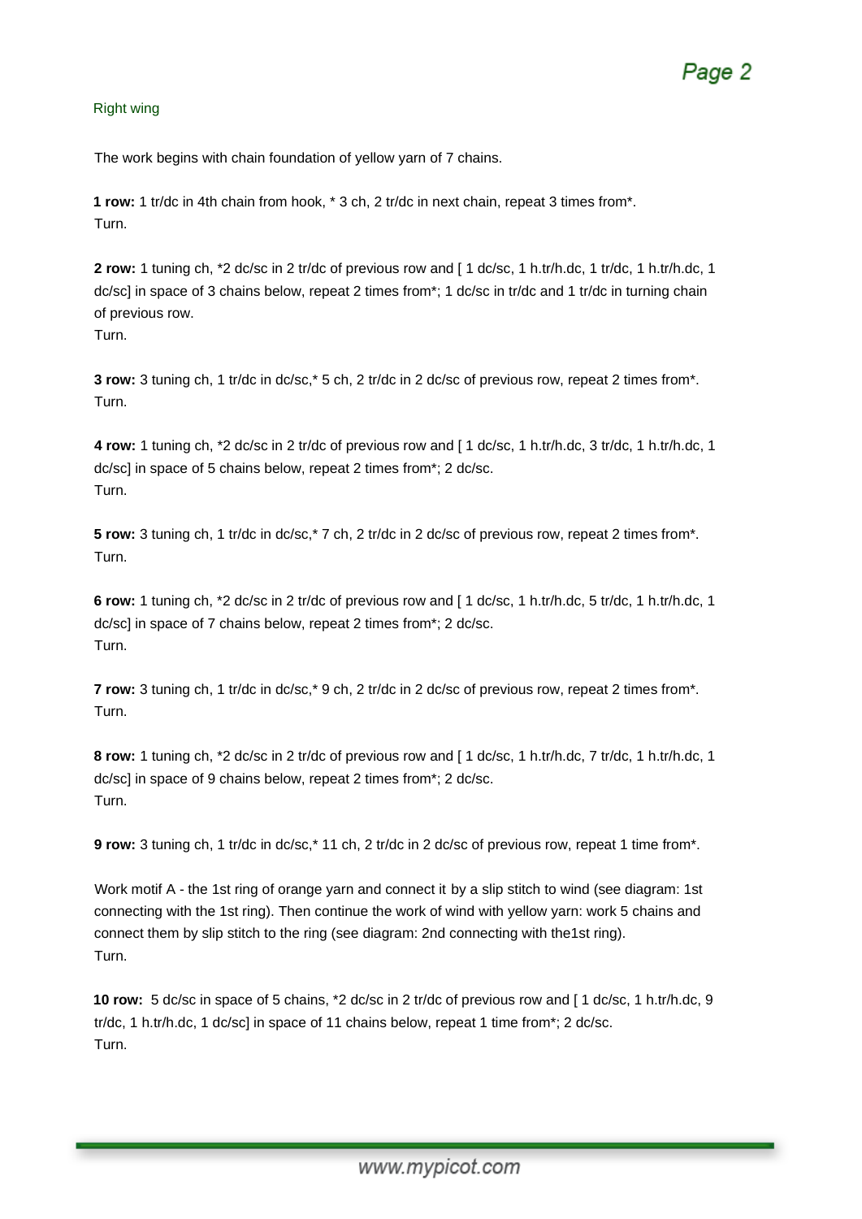## Right wing

The work begins with chain foundation of yellow yarn of 7 chains.

**1 row:** 1 tr/dc in 4th chain from hook, * 3 ch, 2 tr/dc in next chain, repeat 3 times from*.
Turn.

**2 row:** 1 tuning ch, *2 dc/sc in 2 tr/dc of previous row and [ 1 dc/sc, 1 h.tr/h.dc, 1 tr/dc, 1 h.tr/h.dc, 1 dc/sc] in space of 3 chains below, repeat 2 times from*; 1 dc/sc in tr/dc and 1 tr/dc in turning chain of previous row.
Turn.

**3 row:** 3 tuning ch, 1 tr/dc in dc/sc,* 5 ch, 2 tr/dc in 2 dc/sc of previous row, repeat 2 times from*.
Turn.

**4 row:** 1 tuning ch, *2 dc/sc in 2 tr/dc of previous row and [ 1 dc/sc, 1 h.tr/h.dc, 3 tr/dc, 1 h.tr/h.dc, 1 dc/sc] in space of 5 chains below, repeat 2 times from*; 2 dc/sc.
Turn.

**5 row:** 3 tuning ch, 1 tr/dc in dc/sc,* 7 ch, 2 tr/dc in 2 dc/sc of previous row, repeat 2 times from*.
Turn.

**6 row:** 1 tuning ch, *2 dc/sc in 2 tr/dc of previous row and [ 1 dc/sc, 1 h.tr/h.dc, 5 tr/dc, 1 h.tr/h.dc, 1 dc/sc] in space of 7 chains below, repeat 2 times from*; 2 dc/sc.
Turn.

**7 row:** 3 tuning ch, 1 tr/dc in dc/sc,* 9 ch, 2 tr/dc in 2 dc/sc of previous row, repeat 2 times from*.
Turn.

**8 row:** 1 tuning ch, *2 dc/sc in 2 tr/dc of previous row and [ 1 dc/sc, 1 h.tr/h.dc, 7 tr/dc, 1 h.tr/h.dc, 1 dc/sc] in space of 9 chains below, repeat 2 times from*; 2 dc/sc.
Turn.

**9 row:** 3 tuning ch, 1 tr/dc in dc/sc,* 11 ch, 2 tr/dc in 2 dc/sc of previous row, repeat 1 time from*.

Work motif A - the 1st ring of orange yarn and connect it by a slip stitch to wind (see diagram: 1st connecting with the 1st ring). Then continue the work of wind with yellow yarn: work 5 chains and connect them by slip stitch to the ring (see diagram: 2nd connecting with the1st ring).
Turn.

**10 row:** 5 dc/sc in space of 5 chains, *2 dc/sc in 2 tr/dc of previous row and [ 1 dc/sc, 1 h.tr/h.dc, 9 tr/dc, 1 h.tr/h.dc, 1 dc/sc] in space of 11 chains below, repeat 1 time from*; 2 dc/sc.
Turn.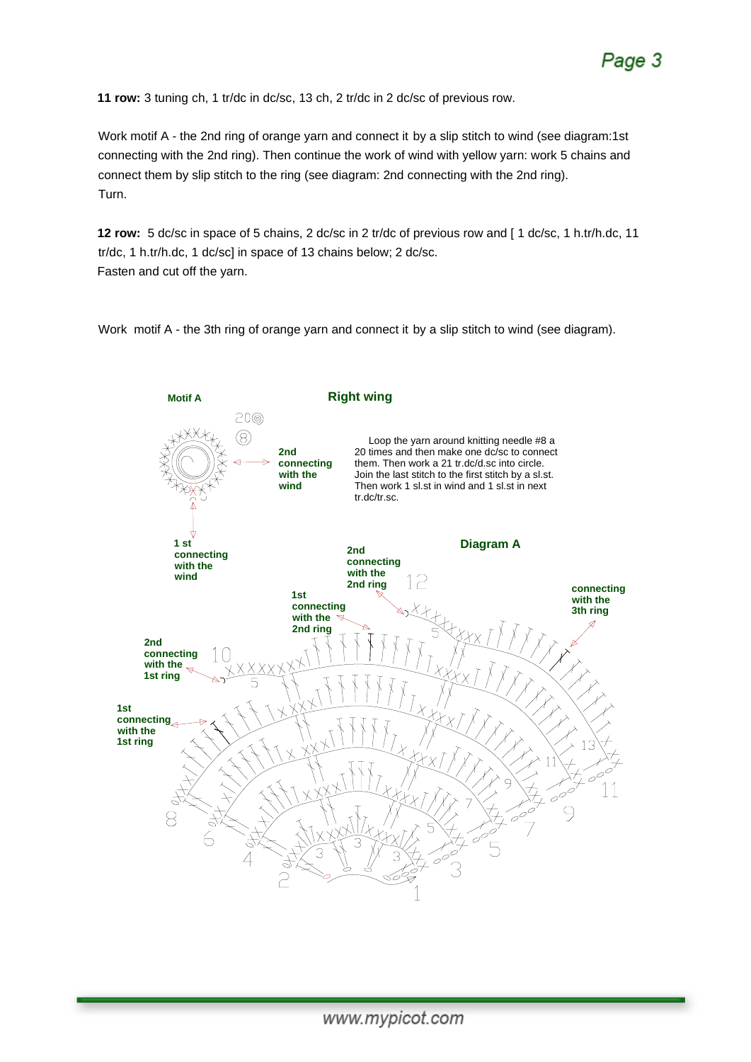**11 row:** 3 tuning ch, 1 tr/dc in dc/sc, 13 ch, 2 tr/dc in 2 dc/sc of previous row.

Work motif A - the 2nd ring of orange yarn and connect it by a slip stitch to wind (see diagram:1st connecting with the 2nd ring). Then continue the work of wind with yellow yarn: work 5 chains and connect them by slip stitch to the ring (see diagram: 2nd connecting with the 2nd ring).
Turn.

**12 row:** 5 dc/sc in space of 5 chains, 2 dc/sc in 2 tr/dc of previous row and [ 1 dc/sc, 1 h.tr/h.dc, 11 tr/dc, 1 h.tr/h.dc, 1 dc/sc] in space of 13 chains below; 2 dc/sc.
Fasten and cut off the yarn.

Work motif A - the 3th ring of orange yarn and connect it by a slip stitch to wind (see diagram).

**Motif A**

**Right wing**

**2nd connecting with the wind**

Loop the yarn around knitting needle #8 a 20 times and then make one dc/sc to connect them. Then work a 21 tr.dc/d.sc into circle. Join the last stitch to the first stitch by a sl.st. Then work 1 sl.st in wind and 1 sl.st in next tr.dc/tr.sc.

**1 st connecting with the wind**

**Diagram A**

**2nd connecting with the 2nd ring**

**1st connecting with the 2nd ring**

**connecting with the 3th ring**

**2nd connecting with the 1st ring**

**1st connecting with the 1st ring**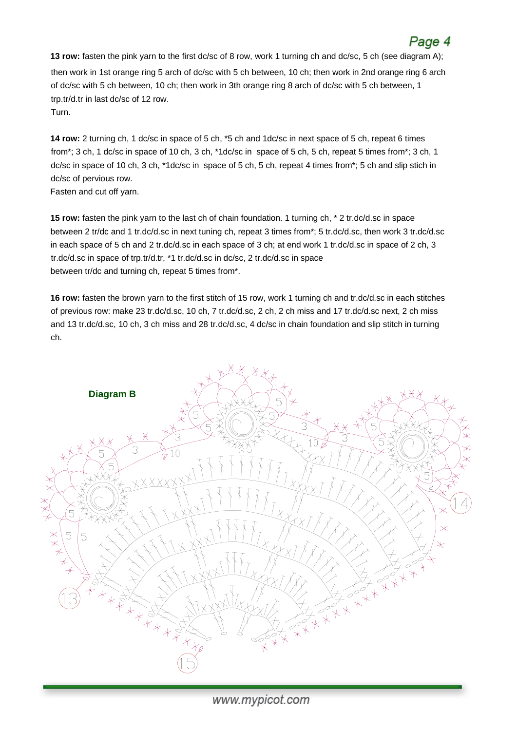**13 row:** fasten the pink yarn to the first dc/sc of 8 row, work 1 turning ch and dc/sc, 5 ch (see diagram A); then work in 1st orange ring 5 arch of dc/sc with 5 ch between, 10 ch; then work in 2nd orange ring 6 arch of dc/sc with 5 ch between, 10 ch; then work in 3th orange ring 8 arch of dc/sc with 5 ch between, 1 trp.tr/d.tr in last dc/sc of 12 row.
Turn.

**14 row:** 2 turning ch, 1 dc/sc in space of 5 ch, *5 ch and 1dc/sc in next space of 5 ch, repeat 6 times from*; 3 ch, 1 dc/sc in space of 10 ch, 3 ch, *1dc/sc in space of 5 ch, 5 ch, repeat 5 times from*; 3 ch, 1 dc/sc in space of 10 ch, 3 ch, *1dc/sc in space of 5 ch, 5 ch, repeat 4 times from*; 5 ch and slip stich in dc/sc of pervious row.
Fasten and cut off yarn.

**15 row:** fasten the pink yarn to the last ch of chain foundation. 1 turning ch, * 2 tr.dc/d.sc in space between 2 tr/dc and 1 tr.dc/d.sc in next tuning ch, repeat 3 times from*; 5 tr.dc/d.sc, then work 3 tr.dc/d.sc in each space of 5 ch and 2 tr.dc/d.sc in each space of 3 ch; at end work 1 tr.dc/d.sc in space of 2 ch, 3 tr.dc/d.sc in space of trp.tr/d.tr, *1 tr.dc/d.sc in dc/sc, 2 tr.dc/d.sc in space between tr/dc and turning ch, repeat 5 times from*.

**16 row:** fasten the brown yarn to the first stitch of 15 row, work 1 turning ch and tr.dc/d.sc in each stitches of previous row: make 23 tr.dc/d.sc, 10 ch, 7 tr.dc/d.sc, 2 ch, 2 ch miss and 17 tr.dc/d.sc next, 2 ch miss and 13 tr.dc/d.sc, 10 ch, 3 ch miss and 28 tr.dc/d.sc, 4 dc/sc in chain foundation and slip stitch in turning ch.

**Diagram B**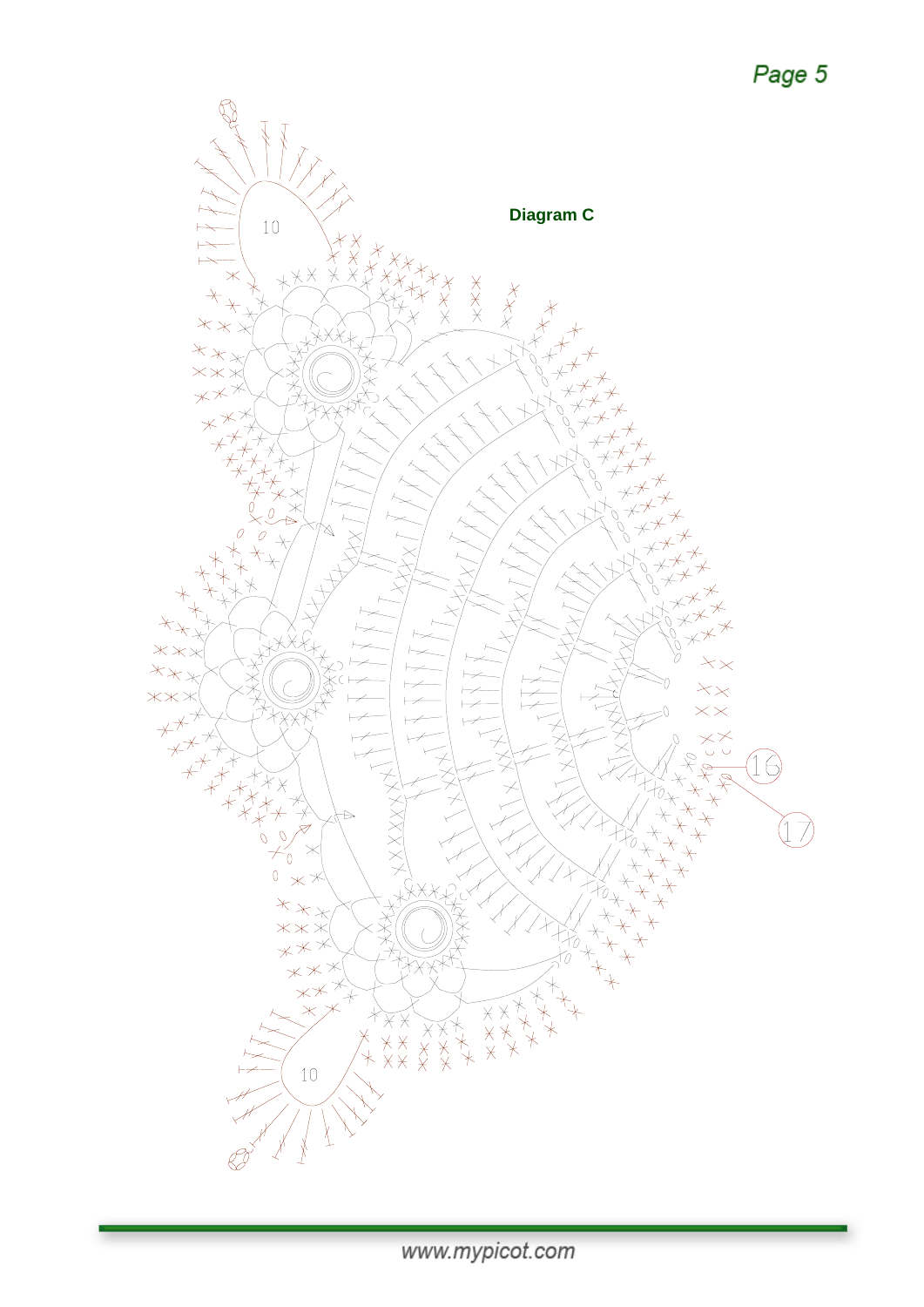**Diagram C**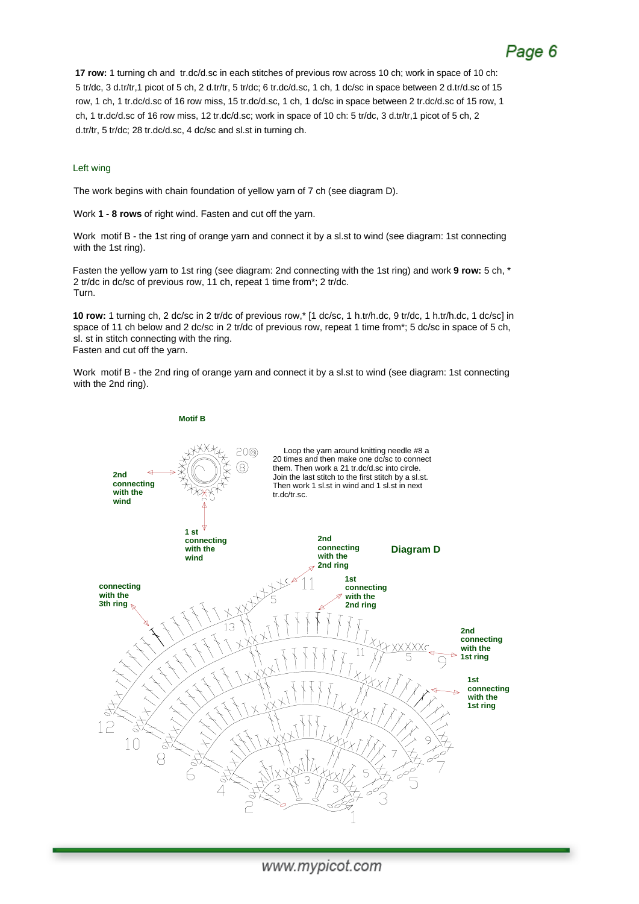**17 row:** 1 turning ch and tr.dc/d.sc in each stitches of previous row across 10 ch; work in space of 10 ch: 5 tr/dc, 3 d.tr/tr,1 picot of 5 ch, 2 d.tr/tr, 5 tr/dc; 6 tr.dc/d.sc, 1 ch, 1 dc/sc in space between 2 d.tr/d.sc of 15 row, 1 ch, 1 tr.dc/d.sc of 16 row miss, 15 tr.dc/d.sc, 1 ch, 1 dc/sc in space between 2 tr.dc/d.sc of 15 row, 1 ch, 1 tr.dc/d.sc of 16 row miss, 12 tr.dc/d.sc; work in space of 10 ch: 5 tr/dc, 3 d.tr/tr,1 picot of 5 ch, 2 d.tr/tr, 5 tr/dc; 28 tr.dc/d.sc, 4 dc/sc and sl.st in turning ch.

## Left wing

The work begins with chain foundation of yellow yarn of 7 ch (see diagram D).

Work **1 - 8 rows** of right wind. Fasten and cut off the yarn.

Work motif B - the 1st ring of orange yarn and connect it by a sl.st to wind (see diagram: 1st connecting with the 1st ring).

Fasten the yellow yarn to 1st ring (see diagram: 2nd connecting with the 1st ring) and work **9 row:** 5 ch, * 2 tr/dc in dc/sc of previous row, 11 ch, repeat 1 time from*; 2 tr/dc.
Turn.

**10 row:** 1 turning ch, 2 dc/sc in 2 tr/dc of previous row,* [1 dc/sc, 1 h.tr/h.dc, 9 tr/dc, 1 h.tr/h.dc, 1 dc/sc] in space of 11 ch below and 2 dc/sc in 2 tr/dc of previous row, repeat 1 time from*; 5 dc/sc in space of 5 ch, sl. st in stitch connecting with the ring.
Fasten and cut off the yarn.

Work motif B - the 2nd ring of orange yarn and connect it by a sl.st to wind (see diagram: 1st connecting with the 2nd ring).

**Motif B**

Loop the yarn around knitting needle #8 a 20 times and then make one dc/sc to connect them. Then work a 21 tr.dc/d.sc into circle. Join the last stitch to the first stitch by a sl.st. Then work 1 sl.st in wind and 1 sl.st in next tr.dc/tr.sc.

**Diagram D**

**2nd connecting with the wind** | **1 st connecting with the wind** | **2nd connecting with the 2nd ring** | **1st connecting with the 2nd ring** | **connecting with the 3th ring** | **2nd connecting with the 1st ring** | **1st connecting with the 1st ring**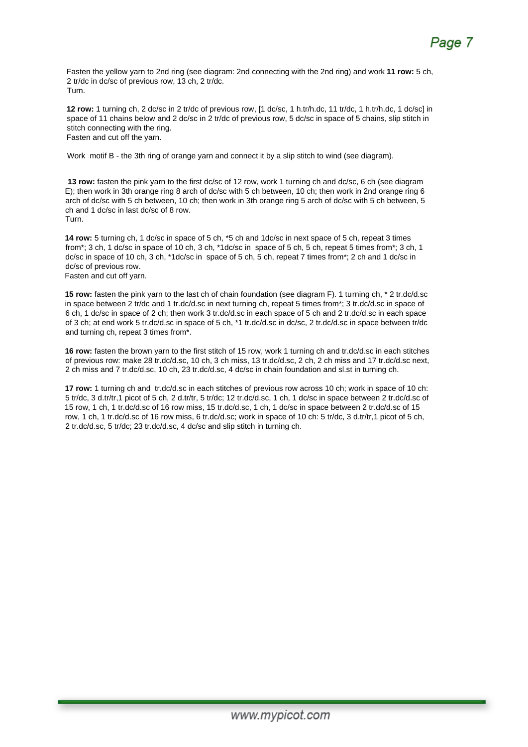Fasten the yellow yarn to 2nd ring (see diagram: 2nd connecting with the 2nd ring) and work **11 row:** 5 ch, 2 tr/dc in dc/sc of previous row, 13 ch, 2 tr/dc.
Turn.

**12 row:** 1 turning ch, 2 dc/sc in 2 tr/dc of previous row, [1 dc/sc, 1 h.tr/h.dc, 11 tr/dc, 1 h.tr/h.dc, 1 dc/sc] in space of 11 chains below and 2 dc/sc in 2 tr/dc of previous row, 5 dc/sc in space of 5 chains, slip stitch in stitch connecting with the ring.
Fasten and cut off the yarn.

Work motif B - the 3th ring of orange yarn and connect it by a slip stitch to wind (see diagram).

**13 row:** fasten the pink yarn to the first dc/sc of 12 row, work 1 turning ch and dc/sc, 6 ch (see diagram E); then work in 3th orange ring 8 arch of dc/sc with 5 ch between, 10 ch; then work in 2nd orange ring 6 arch of dc/sc with 5 ch between, 10 ch; then work in 3th orange ring 5 arch of dc/sc with 5 ch between, 5 ch and 1 dc/sc in last dc/sc of 8 row.
Turn.

**14 row:** 5 turning ch, 1 dc/sc in space of 5 ch, *5 ch and 1dc/sc in next space of 5 ch, repeat 3 times from*; 3 ch, 1 dc/sc in space of 10 ch, 3 ch, *1dc/sc in space of 5 ch, 5 ch, repeat 5 times from*; 3 ch, 1 dc/sc in space of 10 ch, 3 ch, *1dc/sc in space of 5 ch, 5 ch, repeat 7 times from*; 2 ch and 1 dc/sc in dc/sc of previous row.
Fasten and cut off yarn.

**15 row:** fasten the pink yarn to the last ch of chain foundation (see diagram F). 1 turning ch, * 2 tr.dc/d.sc in space between 2 tr/dc and 1 tr.dc/d.sc in next turning ch, repeat 5 times from*; 3 tr.dc/d.sc in space of 6 ch, 1 dc/sc in space of 2 ch; then work 3 tr.dc/d.sc in each space of 5 ch and 2 tr.dc/d.sc in each space of 3 ch; at end work 5 tr.dc/d.sc in space of 5 ch, *1 tr.dc/d.sc in dc/sc, 2 tr.dc/d.sc in space between tr/dc and turning ch, repeat 3 times from*.

**16 row:** fasten the brown yarn to the first stitch of 15 row, work 1 turning ch and tr.dc/d.sc in each stitches of previous row: make 28 tr.dc/d.sc, 10 ch, 3 ch miss, 13 tr.dc/d.sc, 2 ch, 2 ch miss and 17 tr.dc/d.sc next, 2 ch miss and 7 tr.dc/d.sc, 10 ch, 23 tr.dc/d.sc, 4 dc/sc in chain foundation and sl.st in turning ch.

**17 row:** 1 turning ch and tr.dc/d.sc in each stitches of previous row across 10 ch; work in space of 10 ch: 5 tr/dc, 3 d.tr/tr,1 picot of 5 ch, 2 d.tr/tr, 5 tr/dc; 12 tr.dc/d.sc, 1 ch, 1 dc/sc in space between 2 tr.dc/d.sc of 15 row, 1 ch, 1 tr.dc/d.sc of 16 row miss, 15 tr.dc/d.sc, 1 ch, 1 dc/sc in space between 2 tr.dc/d.sc of 15 row, 1 ch, 1 tr.dc/d.sc of 16 row miss, 6 tr.dc/d.sc; work in space of 10 ch: 5 tr/dc, 3 d.tr/tr,1 picot of 5 ch, 2 tr.dc/d.sc, 5 tr/dc; 23 tr.dc/d.sc, 4 dc/sc and slip stitch in turning ch.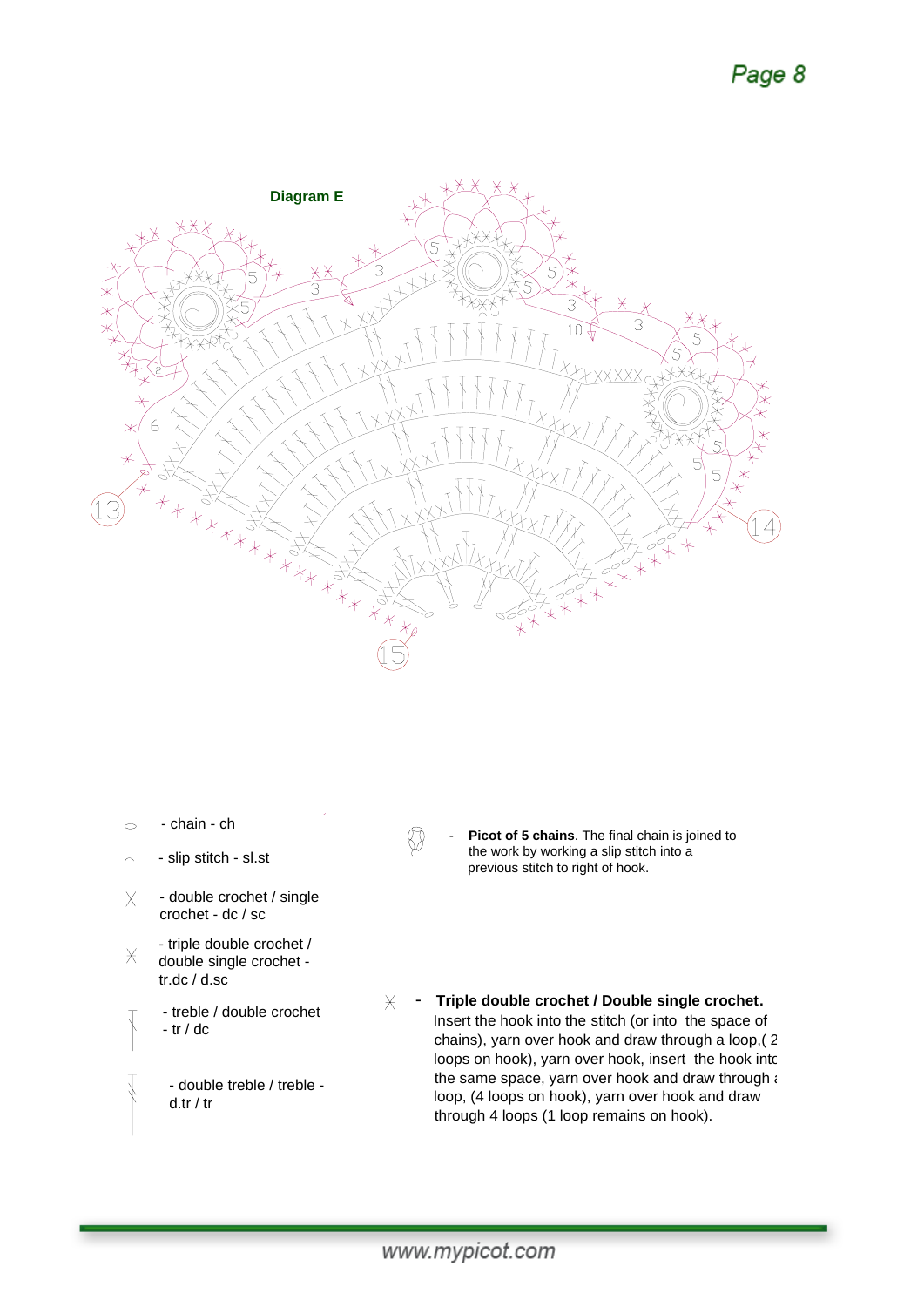**Diagram E**

- chain - ch
- slip stitch - sl.st
- double crochet / single crochet - dc / sc
- triple double crochet / double single crochet - tr.dc / d.sc
- treble / double crochet - tr / dc
- double treble / treble - d.tr / tr

- **Picot of 5 chains**. The final chain is joined to the work by working a slip stitch into a previous stitch to right of hook.

- **Triple double crochet / Double single crochet.** Insert the hook into the stitch (or into the space of chains), yarn over hook and draw through a loop,( 2 loops on hook), yarn over hook, insert the hook into the same space, yarn over hook and draw through a loop, (4 loops on hook), yarn over hook and draw through 4 loops (1 loop remains on hook).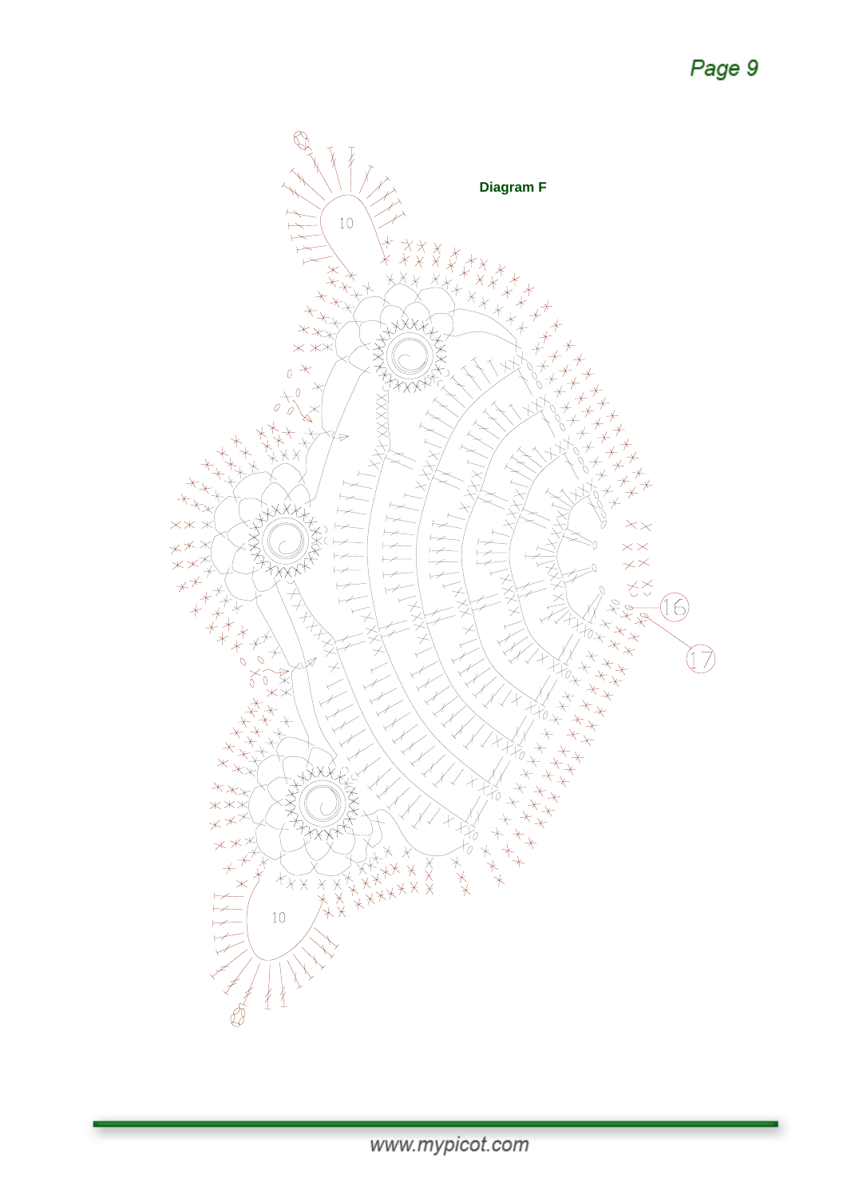**Diagram F**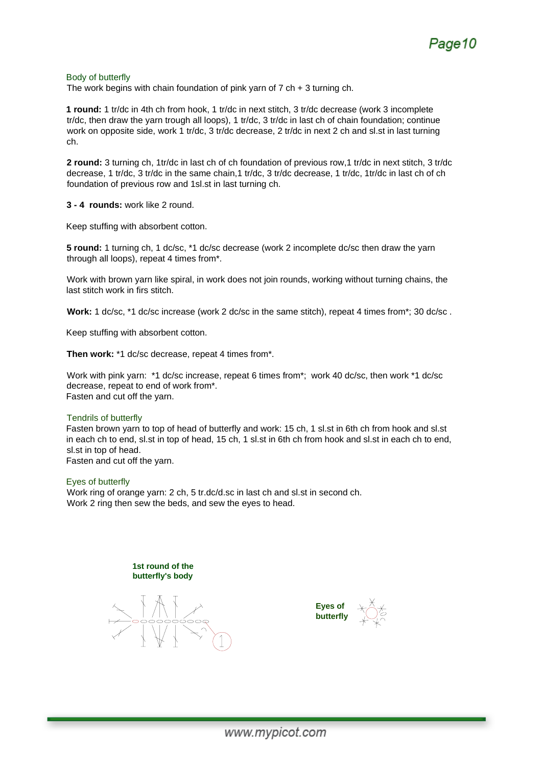## Body of butterfly

The work begins with chain foundation of pink yarn of 7 ch + 3 turning ch.

**1 round:** 1 tr/dc in 4th ch from hook, 1 tr/dc in next stitch, 3 tr/dc decrease (work 3 incomplete tr/dc, then draw the yarn trough all loops), 1 tr/dc, 3 tr/dc in last ch of chain foundation; continue work on opposite side, work 1 tr/dc, 3 tr/dc decrease, 2 tr/dc in next 2 ch and sl.st in last turning ch.

**2 round:** 3 turning ch, 1tr/dc in last ch of ch foundation of previous row,1 tr/dc in next stitch, 3 tr/dc decrease, 1 tr/dc, 3 tr/dc in the same chain,1 tr/dc, 3 tr/dc decrease, 1 tr/dc, 1tr/dc in last ch of ch foundation of previous row and 1sl.st in last turning ch.

**3 - 4 rounds:** work like 2 round.

Keep stuffing with absorbent cotton.

**5 round:** 1 turning ch, 1 dc/sc, *1 dc/sc decrease (work 2 incomplete dc/sc then draw the yarn through all loops), repeat 4 times from*.

Work with brown yarn like spiral, in work does not join rounds, working without turning chains, the last stitch work in firs stitch.

**Work:** 1 dc/sc, *1 dc/sc increase (work 2 dc/sc in the same stitch), repeat 4 times from*; 30 dc/sc .

Keep stuffing with absorbent cotton.

**Then work:** *1 dc/sc decrease, repeat 4 times from*.

Work with pink yarn: *1 dc/sc increase, repeat 6 times from*; work 40 dc/sc, then work *1 dc/sc decrease, repeat to end of work from*.
Fasten and cut off the yarn.

## Tendrils of butterfly

Fasten brown yarn to top of head of butterfly and work: 15 ch, 1 sl.st in 6th ch from hook and sl.st in each ch to end, sl.st in top of head, 15 ch, 1 sl.st in 6th ch from hook and sl.st in each ch to end, sl.st in top of head.
Fasten and cut off the yarn.

## Eyes of butterfly

Work ring of orange yarn: 2 ch, 5 tr.dc/d.sc in last ch and sl.st in second ch.
Work 2 ring then sew the beds, and sew the eyes to head.

**1st round of the butterfly's body**

1

**Eyes of butterfly**